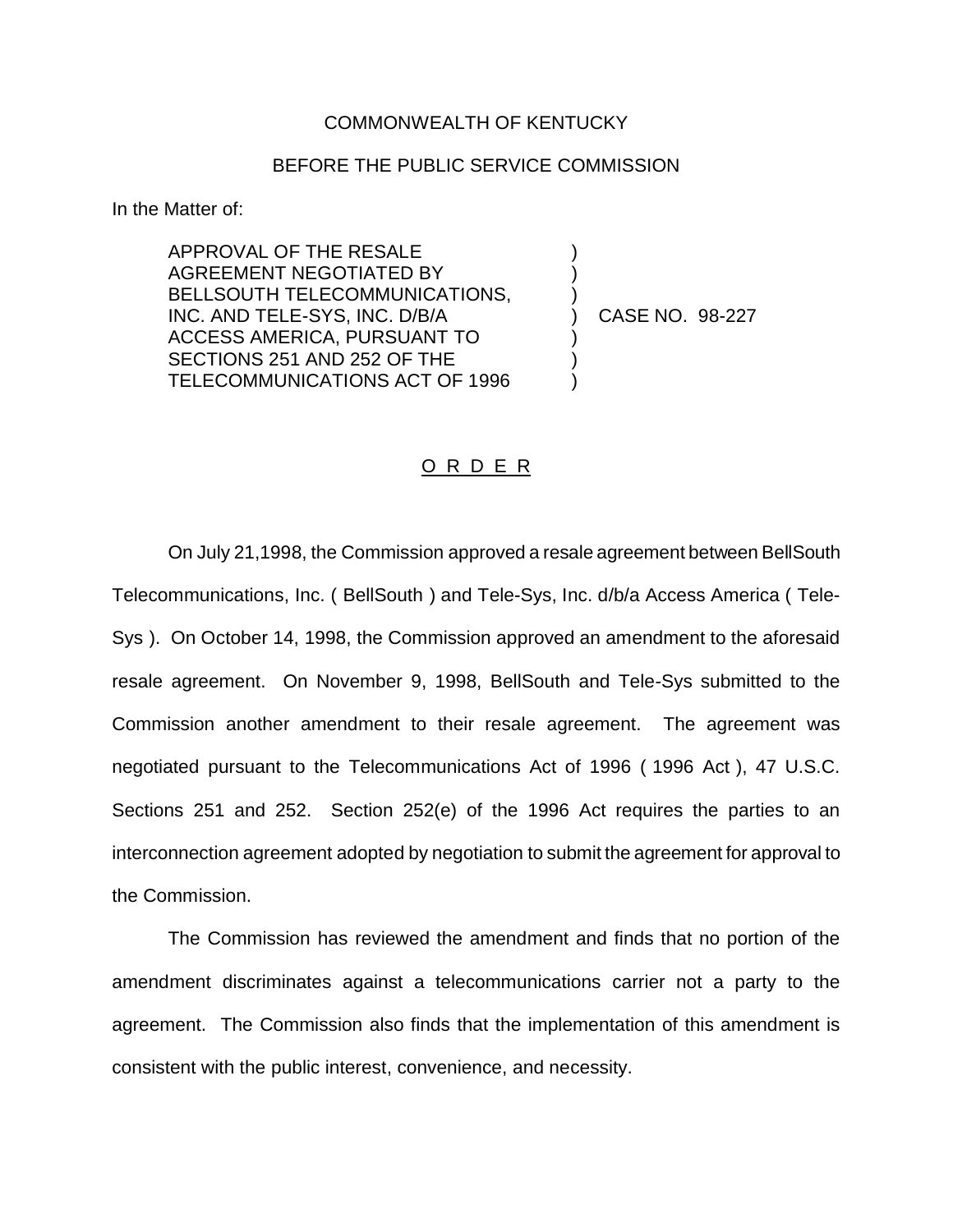COMMONWEALTH OF KENTUCKY

BEFORE THE PUBLIC SERVICE COMMISSION

In the Matter of:

APPROVAL OF THE RESALE AGREEMENT NEGOTIATED BY BELLSOUTH TELECOMMUNICATIONS, INC. AND TELE-SYS, INC. D/B/A ACCESS AMERICA, PURSUANT TO SECTIONS 251 AND 252 OF THE TELECOMMUNICATIONS ACT OF 1996 ) CASE NO. 98-227

## O R D E R

On July 21,1998, the Commission approved a resale agreement between BellSouth Telecommunications, Inc. ( BellSouth ) and Tele-Sys, Inc. d/b/a Access America ( Tele-Sys ). On October 14, 1998, the Commission approved an amendment to the aforesaid resale agreement. On November 9, 1998, BellSouth and Tele-Sys submitted to the Commission another amendment to their resale agreement. The agreement was negotiated pursuant to the Telecommunications Act of 1996 ( 1996 Act ), 47 U.S.C. Sections 251 and 252. Section 252(e) of the 1996 Act requires the parties to an interconnection agreement adopted by negotiation to submit the agreement for approval to the Commission.

The Commission has reviewed the amendment and finds that no portion of the amendment discriminates against a telecommunications carrier not a party to the agreement. The Commission also finds that the implementation of this amendment is consistent with the public interest, convenience, and necessity.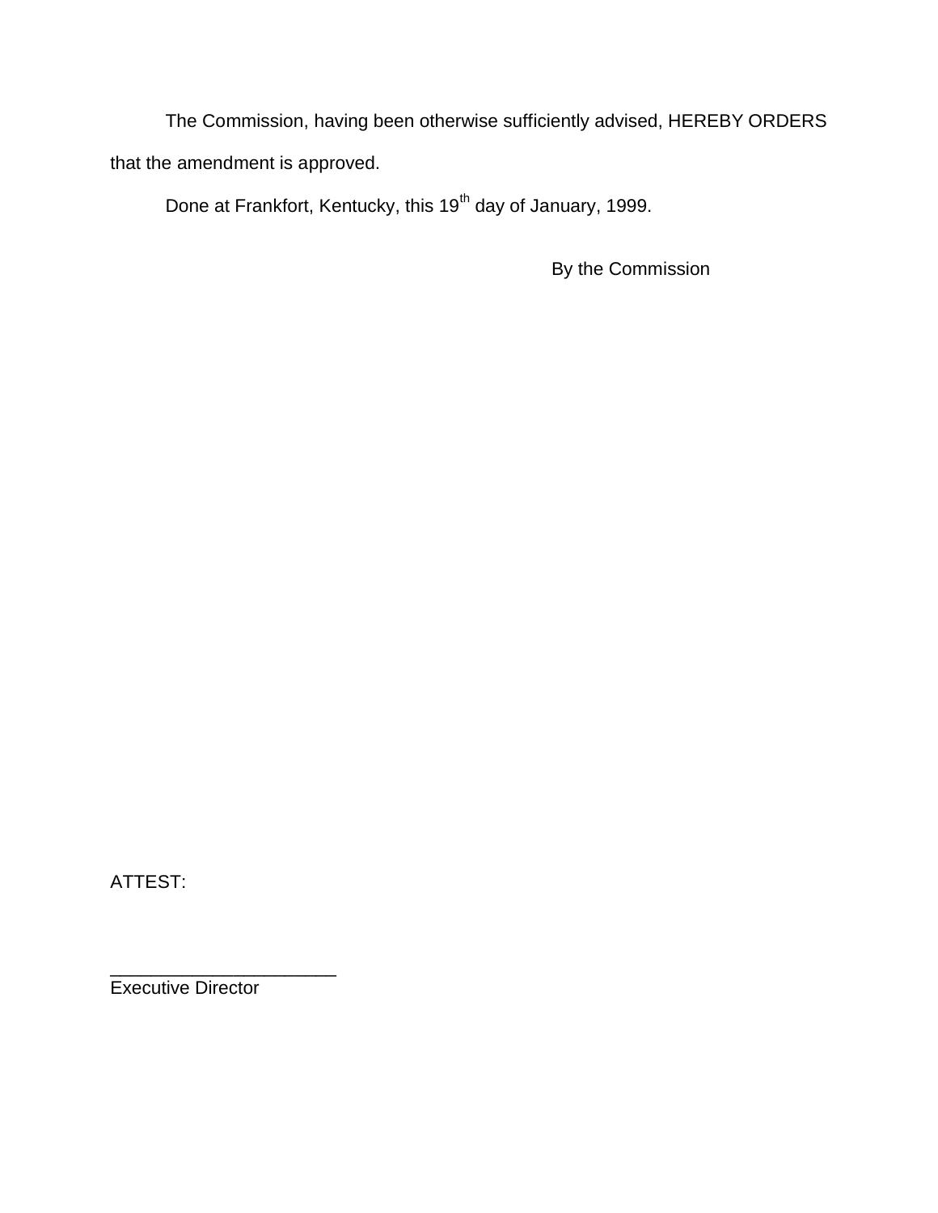The Commission, having been otherwise sufficiently advised, HEREBY ORDERS that the amendment is approved.

Done at Frankfort, Kentucky, this 19th day of January, 1999.

By the Commission

ATTEST:

______________________
Executive Director